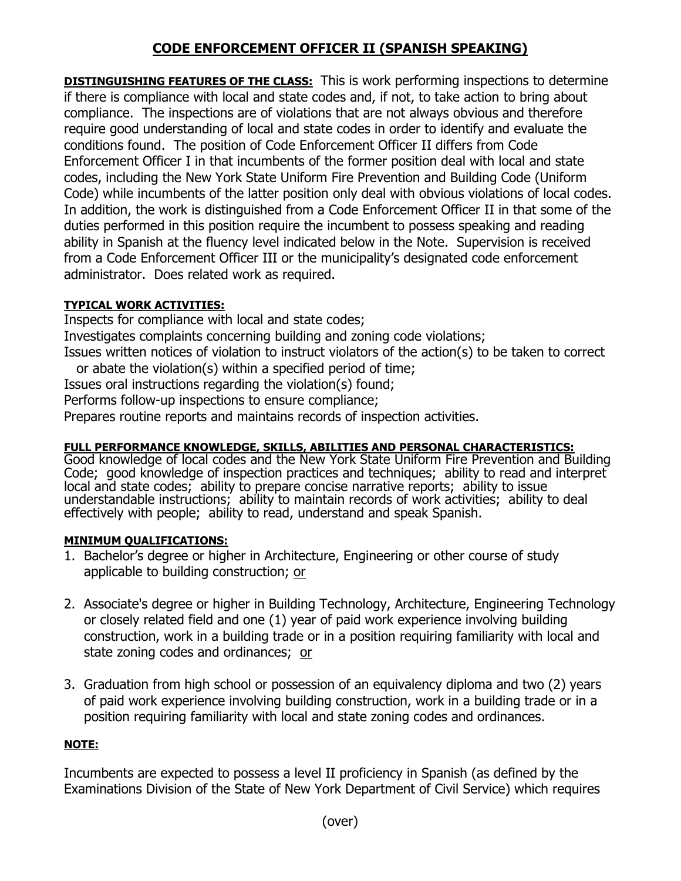# CODE ENFORCEMENT OFFICER II (SPANISH SPEAKING)

**DISTINGUISHING FEATURES OF THE CLASS:** This is work performing inspections to determine if there is compliance with local and state codes and, if not, to take action to bring about compliance. The inspections are of violations that are not always obvious and therefore require good understanding of local and state codes in order to identify and evaluate the conditions found. The position of Code Enforcement Officer II differs from Code Enforcement Officer I in that incumbents of the former position deal with local and state codes, including the New York State Uniform Fire Prevention and Building Code (Uniform Code) while incumbents of the latter position only deal with obvious violations of local codes. In addition, the work is distinguished from a Code Enforcement Officer II in that some of the duties performed in this position require the incumbent to possess speaking and reading ability in Spanish at the fluency level indicated below in the Note. Supervision is received from a Code Enforcement Officer III or the municipality's designated code enforcement administrator. Does related work as required.

**TYPICAL WORK ACTIVITIES:**

Inspects for compliance with local and state codes;
Investigates complaints concerning building and zoning code violations;
Issues written notices of violation to instruct violators of the action(s) to be taken to correct or abate the violation(s) within a specified period of time;
Issues oral instructions regarding the violation(s) found;
Performs follow-up inspections to ensure compliance;
Prepares routine reports and maintains records of inspection activities.

**FULL PERFORMANCE KNOWLEDGE, SKILLS, ABILITIES AND PERSONAL CHARACTERISTICS:**
Good knowledge of local codes and the New York State Uniform Fire Prevention and Building Code; good knowledge of inspection practices and techniques; ability to read and interpret local and state codes; ability to prepare concise narrative reports; ability to issue understandable instructions; ability to maintain records of work activities; ability to deal effectively with people; ability to read, understand and speak Spanish.

**MINIMUM QUALIFICATIONS:**

1. Bachelor's degree or higher in Architecture, Engineering or other course of study applicable to building construction; or

2. Associate's degree or higher in Building Technology, Architecture, Engineering Technology or closely related field and one (1) year of paid work experience involving building construction, work in a building trade or in a position requiring familiarity with local and state zoning codes and ordinances; or

3. Graduation from high school or possession of an equivalency diploma and two (2) years of paid work experience involving building construction, work in a building trade or in a position requiring familiarity with local and state zoning codes and ordinances.

**NOTE:**

Incumbents are expected to possess a level II proficiency in Spanish (as defined by the Examinations Division of the State of New York Department of Civil Service) which requires

(over)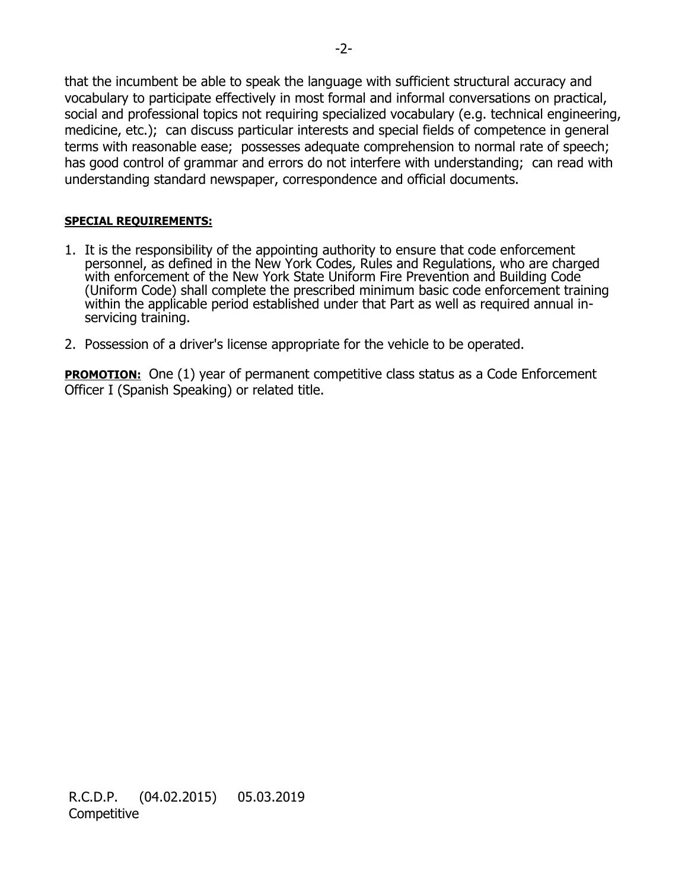that the incumbent be able to speak the language with sufficient structural accuracy and vocabulary to participate effectively in most formal and informal conversations on practical, social and professional topics not requiring specialized vocabulary (e.g. technical engineering, medicine, etc.); can discuss particular interests and special fields of competence in general terms with reasonable ease; possesses adequate comprehension to normal rate of speech; has good control of grammar and errors do not interfere with understanding; can read with understanding standard newspaper, correspondence and official documents.

**SPECIAL REQUIREMENTS:**

1. It is the responsibility of the appointing authority to ensure that code enforcement personnel, as defined in the New York Codes, Rules and Regulations, who are charged with enforcement of the New York State Uniform Fire Prevention and Building Code (Uniform Code) shall complete the prescribed minimum basic code enforcement training within the applicable period established under that Part as well as required annual in-servicing training.
2. Possession of a driver's license appropriate for the vehicle to be operated.

**PROMOTION:** One (1) year of permanent competitive class status as a Code Enforcement Officer I (Spanish Speaking) or related title.

R.C.D.P. (04.02.2015) 05.03.2019
Competitive